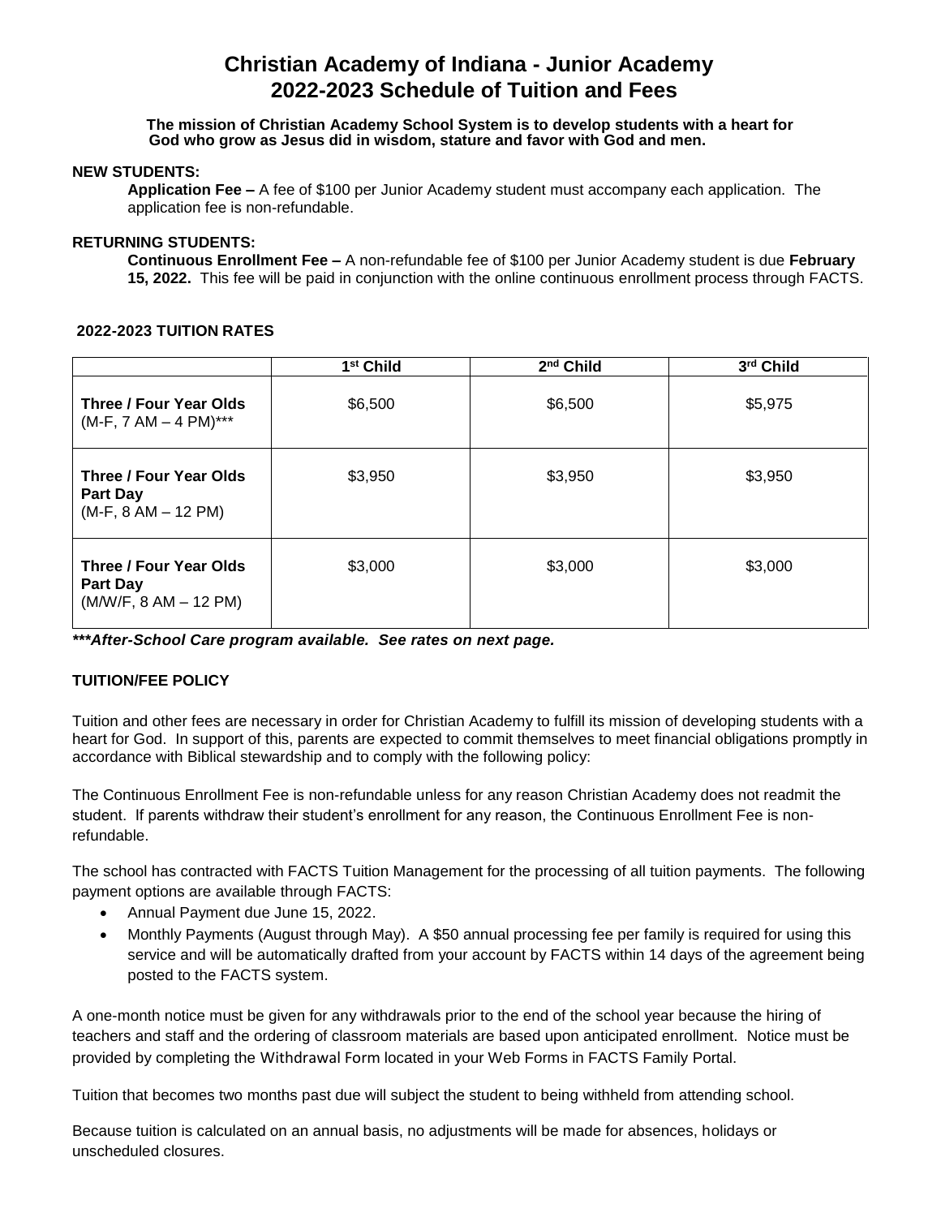# Christian Academy of Indiana - Junior Academy
# 2022-2023 Schedule of Tuition and Fees

**The mission of Christian Academy School System is to develop students with a heart for God who grow as Jesus did in wisdom, stature and favor with God and men.**

**NEW STUDENTS:**

**Application Fee –** A fee of $100 per Junior Academy student must accompany each application. The application fee is non-refundable.

**RETURNING STUDENTS:**

**Continuous Enrollment Fee –** A non-refundable fee of $100 per Junior Academy student is due **February 15, 2022.** This fee will be paid in conjunction with the online continuous enrollment process through FACTS.

**2022-2023 TUITION RATES**

| | 1st Child | 2nd Child | 3rd Child |
|---|---|---|---|
| **Three / Four Year Olds** (M-F, 7 AM – 4 PM)*** | $6,500 | $6,500 | $5,975 |
| **Three / Four Year Olds Part Day** (M-F, 8 AM – 12 PM) | $3,950 | $3,950 | $3,950 |
| **Three / Four Year Olds Part Day** (M/W/F, 8 AM – 12 PM) | $3,000 | $3,000 | $3,000 |

***\*\*\*After-School Care program available. See rates on next page.***

**TUITION/FEE POLICY**

Tuition and other fees are necessary in order for Christian Academy to fulfill its mission of developing students with a heart for God. In support of this, parents are expected to commit themselves to meet financial obligations promptly in accordance with Biblical stewardship and to comply with the following policy:

The Continuous Enrollment Fee is non-refundable unless for any reason Christian Academy does not readmit the student. If parents withdraw their student's enrollment for any reason, the Continuous Enrollment Fee is non-refundable.

The school has contracted with FACTS Tuition Management for the processing of all tuition payments. The following payment options are available through FACTS:

- Annual Payment due June 15, 2022.
- Monthly Payments (August through May). A $50 annual processing fee per family is required for using this service and will be automatically drafted from your account by FACTS within 14 days of the agreement being posted to the FACTS system.

A one-month notice must be given for any withdrawals prior to the end of the school year because the hiring of teachers and staff and the ordering of classroom materials are based upon anticipated enrollment. Notice must be provided by completing the Withdrawal Form located in your Web Forms in FACTS Family Portal.

Tuition that becomes two months past due will subject the student to being withheld from attending school.

Because tuition is calculated on an annual basis, no adjustments will be made for absences, holidays or unscheduled closures.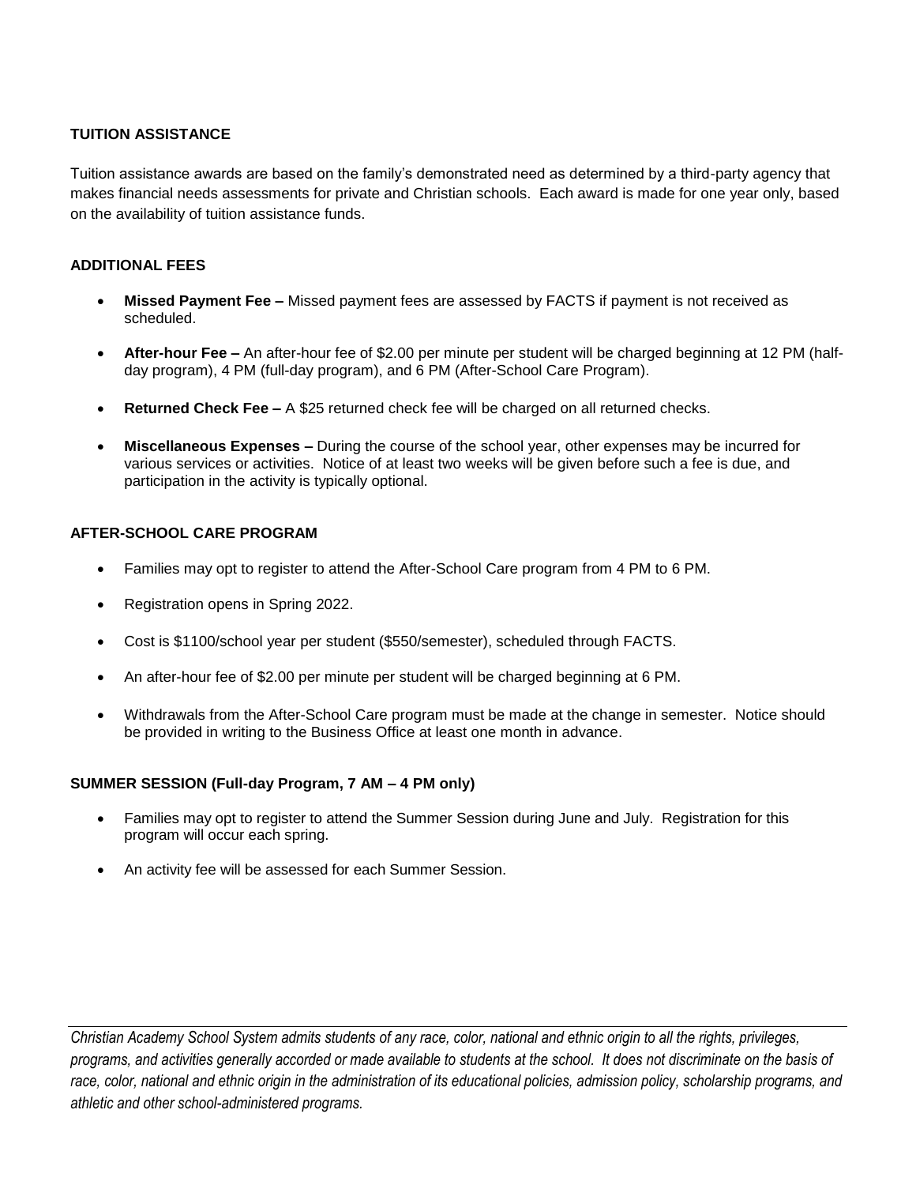**TUITION ASSISTANCE**

Tuition assistance awards are based on the family's demonstrated need as determined by a third-party agency that makes financial needs assessments for private and Christian schools. Each award is made for one year only, based on the availability of tuition assistance funds.

**ADDITIONAL FEES**

- **Missed Payment Fee –** Missed payment fees are assessed by FACTS if payment is not received as scheduled.
- **After-hour Fee –** An after-hour fee of $2.00 per minute per student will be charged beginning at 12 PM (half-day program), 4 PM (full-day program), and 6 PM (After-School Care Program).
- **Returned Check Fee –** A $25 returned check fee will be charged on all returned checks.
- **Miscellaneous Expenses –** During the course of the school year, other expenses may be incurred for various services or activities. Notice of at least two weeks will be given before such a fee is due, and participation in the activity is typically optional.

**AFTER-SCHOOL CARE PROGRAM**

- Families may opt to register to attend the After-School Care program from 4 PM to 6 PM.
- Registration opens in Spring 2022.
- Cost is $1100/school year per student ($550/semester), scheduled through FACTS.
- An after-hour fee of $2.00 per minute per student will be charged beginning at 6 PM.
- Withdrawals from the After-School Care program must be made at the change in semester. Notice should be provided in writing to the Business Office at least one month in advance.

**SUMMER SESSION (Full-day Program, 7 AM – 4 PM only)**

- Families may opt to register to attend the Summer Session during June and July. Registration for this program will occur each spring.
- An activity fee will be assessed for each Summer Session.

*Christian Academy School System admits students of any race, color, national and ethnic origin to all the rights, privileges, programs, and activities generally accorded or made available to students at the school. It does not discriminate on the basis of race, color, national and ethnic origin in the administration of its educational policies, admission policy, scholarship programs, and athletic and other school-administered programs.*